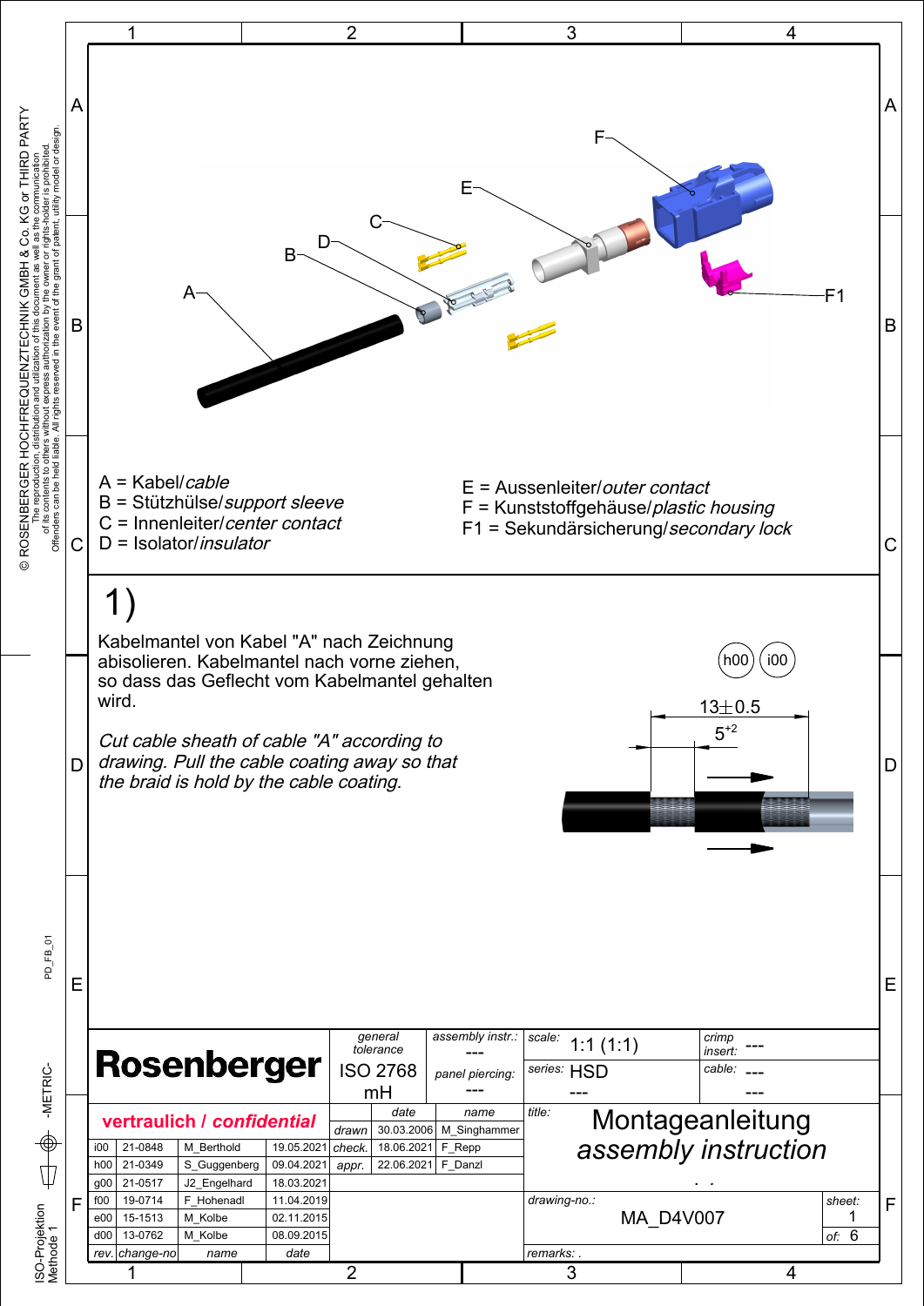A = Kabel/*cable*
B = Stützhülse/*support sleeve*
C = Innenleiter/*center contact*
D = Isolator/*insulator*

E = Aussenleiter/*outer contact*
F = Kunststoffgehäuse/*plastic housing*
F1 = Sekundärsicherung/*secondary lock*

## 1)

Kabelmantel von Kabel "A" nach Zeichnung abisolieren. Kabelmantel nach vorne ziehen, so dass das Geflecht vom Kabelmantel gehalten wird.

*Cut cable sheath of cable "A" according to drawing. Pull the cable coating away so that the braid is hold by the cable coating.*

(h00) (i00)

$13 \pm 0.5$

$5^{+2}$

| Rosenberger | general tolerance: --- ISO 2768 mH | assembly instr.: --- panel piercing: --- | scale: 1:1 (1:1) | crimp insert: --- |
|---|---|---|---|---|
| | | | series: HSD --- | cable: --- |

**vertraulich / *confidential***

| | date | name |
|---|---|---|
| drawn | 30.03.2006 | M_Singhammer |
| check. | 18.06.2021 | F_Repp |
| appr. | 22.06.2021 | F_Danzl |

| rev. | change-no | name | date |
|---|---|---|---|
| i00 | 21-0848 | M_Berthold | 19.05.2021 |
| h00 | 21-0349 | S_Guggenberg | 09.04.2021 |
| g00 | 21-0517 | J2_Engelhard | 18.03.2021 |
| f00 | 19-0714 | F_Hohenadl | 11.04.2019 |
| e00 | 15-1513 | M_Kolbe | 02.11.2015 |
| d00 | 13-0762 | M_Kolbe | 08.09.2015 |

title: Montageanleitung *assembly instruction*

drawing-no.: MA_D4V007

sheet: 1 of: 6

remarks: .

© ROSENBERGER HOCHFREQUENZTECHNIK GMBH & Co. KG or THIRD PARTY
The reproduction, distribution and utilization of this document as well as the communication of its contents to others without express authorization by the owner or rights-holder is prohibited. Offenders can be held liable. All rights reserved in the event of the grant of patent, utility model or design.

PD_FB_01

-METRIC-

ISO-Projektion Methode 1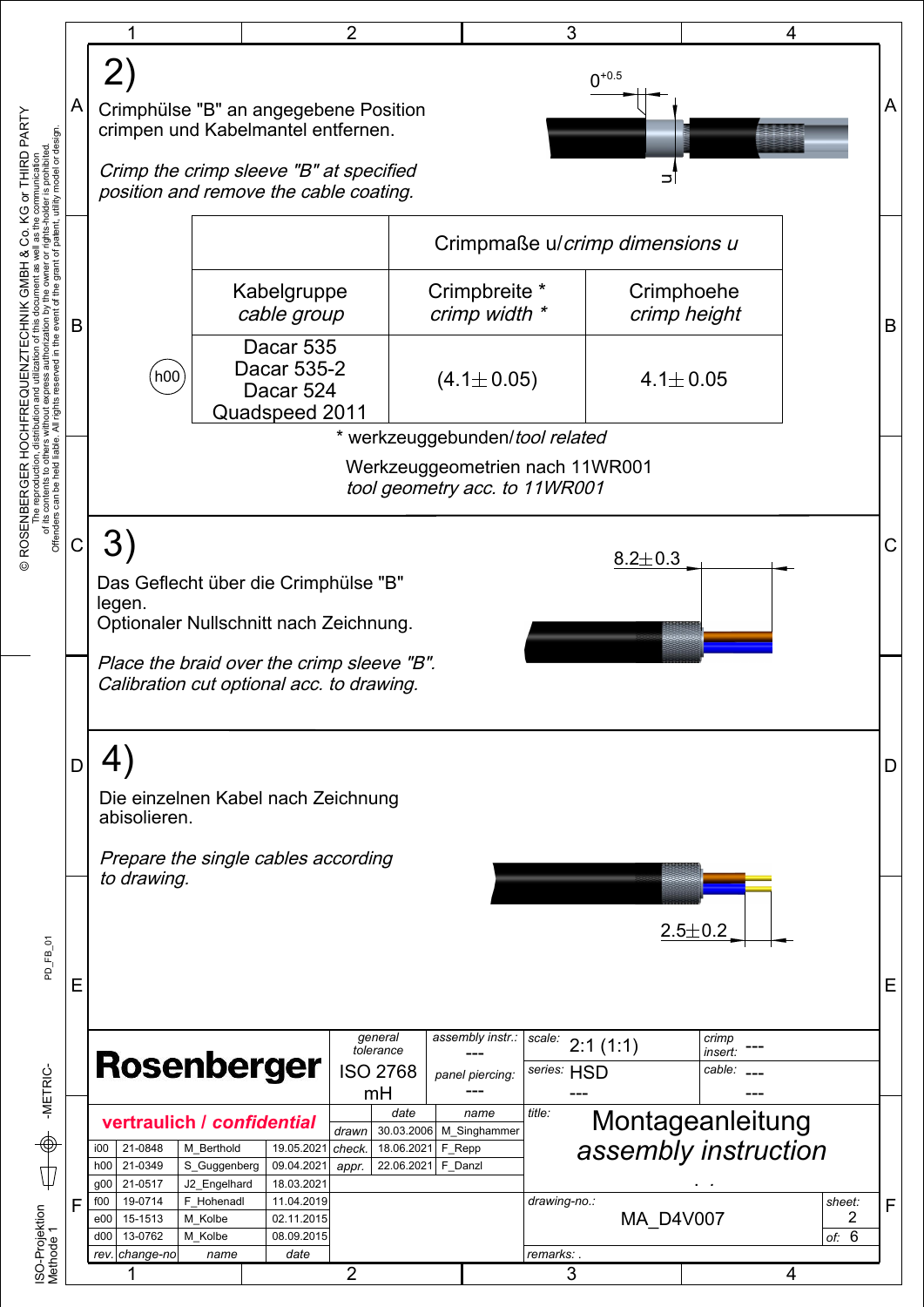## 2)

Crimphülse "B" an angegebene Position crimpen und Kabelmantel entfernen.

*Crimp the crimp sleeve "B" at specified position and remove the cable coating.*

$0^{+0.5}$

u

| | Crimpmaße u/*crimp dimensions u* | |
|---|---|---|
| Kabelgruppe *cable group* | Crimpbreite * *crimp width ** | Crimphoehe *crimp height* |
| Dacar 535 Dacar 535-2 Dacar 524 Quadspeed 2011 | (4.1 ± 0.05) | 4.1 ± 0.05 |

h00

* werkzeuggebunden/*tool related*

Werkzeuggeometrien nach 11WR001
*tool geometry acc. to 11WR001*

## 3)

Das Geflecht über die Crimphülse "B" legen.
Optionaler Nullschnitt nach Zeichnung.

*Place the braid over the crimp sleeve "B".*
*Calibration cut optional acc. to drawing.*

8.2 ± 0.3

## 4)

Die einzelnen Kabel nach Zeichnung abisolieren.

*Prepare the single cables according to drawing.*

2.5 ± 0.2

**Rosenberger**

**vertraulich / *confidential***

| general tolerance | assembly instr.: | scale: | crimp insert: |
|---|---|---|---|
| ISO 2768 mH | --- | 2:1 (1:1) | --- |
| | panel piercing: --- | series: HSD --- | cable: --- --- |

| | date | name |
|---|---|---|
| drawn | 30.03.2006 | M_Singhammer |
| check. | 18.06.2021 | F_Repp |
| appr. | 22.06.2021 | F_Danzl |

| rev. | change-no | name | date |
|---|---|---|---|
| i00 | 21-0848 | M_Berthold | 19.05.2021 |
| h00 | 21-0349 | S_Guggenberg | 09.04.2021 |
| g00 | 21-0517 | J2_Engelhard | 18.03.2021 |
| f00 | 19-0714 | F_Hohenadl | 11.04.2019 |
| e00 | 15-1513 | M_Kolbe | 02.11.2015 |
| d00 | 13-0762 | M_Kolbe | 08.09.2015 |

title: Montageanleitung *assembly instruction*

drawing-no.: MA_D4V007

sheet: 2 of: 6

remarks: .

© ROSENBERGER HOCHFREQUENZTECHNIK GMBH & Co. KG or THIRD PARTY
The reproduction, distribution and utilization of this document as well as the communication of its contents to others without express authorization by the owner or rights-holder is prohibited. Offenders can be held liable. All rights reserved in the event of the grant of patent, utility model or design.

PD_FB_01 -METRIC- ISO-Projektion Methode 1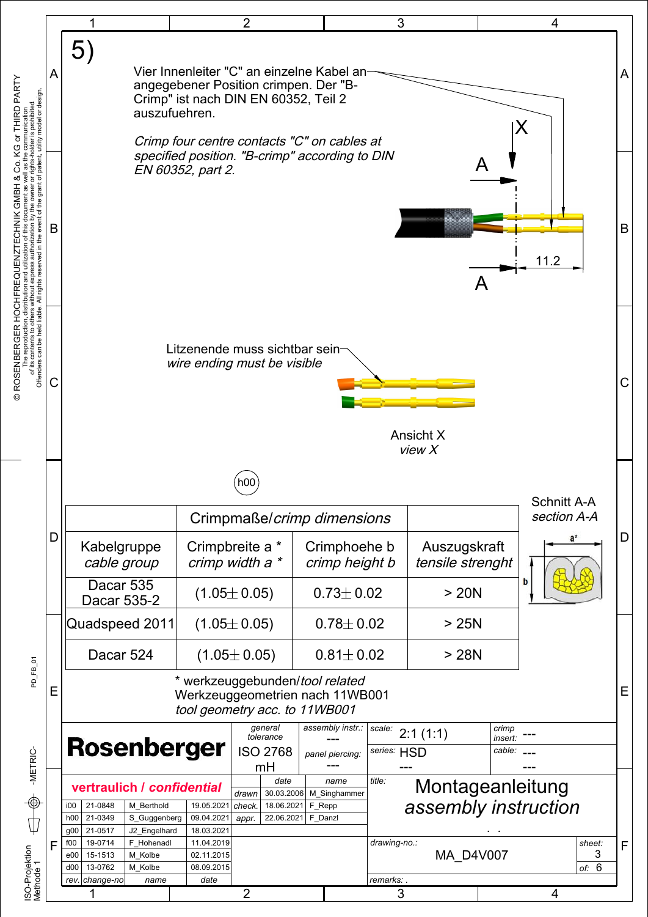5)

Vier Innenleiter "C" an einzelne Kabel an angegebener Position crimpen. Der "B-Crimp" ist nach DIN EN 60352, Teil 2 auszufuehren.

*Crimp four centre contacts "C" on cables at specified position. "B-crimp" according to DIN EN 60352, part 2.*

X

A

11.2

A

Litzenende muss sichtbar sein
*wire ending must be visible*

Ansicht X
*view X*

h00

| | Crimpmaße/*crimp dimensions* | | |
|---|---|---|---|
| Kabelgruppe *cable group* | Crimpbreite a * *crimp width a ** | Crimphoehe b *crimp height b* | Auszugskraft *tensile strenght* |
| Dacar 535 Dacar 535-2 | $(1.05 \pm 0.05)$ | $0.73 \pm 0.02$ | > 20N |
| Quadspeed 2011 | $(1.05 \pm 0.05)$ | $0.78 \pm 0.02$ | > 25N |
| Dacar 524 | $(1.05 \pm 0.05)$ | $0.81 \pm 0.02$ | > 28N |

Schnitt A-A
*section A-A*

\* werkzeuggebunden/*tool related*
Werkzeuggeometrien nach 11WB001
*tool geometry acc. to 11WB001*

**Rosenberger**

| general tolerance | assembly instr.: | scale: | crimp insert: |
|---|---|---|---|
| ISO 2768 mH | --- | 2:1 (1:1) | --- |
| | panel piercing: --- | series: HSD --- | cable: --- --- |

**vertraulich / *confidential***

| | date | name |
|---|---|---|
| drawn | 30.03.2006 | M_Singhammer |
| check. | 18.06.2021 | F_Repp |
| appr. | 22.06.2021 | F_Danzl |

title: Montageanleitung *assembly instruction*

drawing-no.: MA_D4V007

sheet: 3 of: 6

| rev. | change-no | name | date |
|---|---|---|---|
| i00 | 21-0848 | M_Berthold | 19.05.2021 |
| h00 | 21-0349 | S_Guggenberg | 09.04.2021 |
| g00 | 21-0517 | J2_Engelhard | 18.03.2021 |
| f00 | 19-0714 | F_Hohenadl | 11.04.2019 |
| e00 | 15-1513 | M_Kolbe | 02.11.2015 |
| d00 | 13-0762 | M_Kolbe | 08.09.2015 |

remarks: .

© ROSENBERGER HOCHFREQUENZTECHNIK GMBH & Co. KG or THIRD PARTY
The reproduction, distribution and utilization of this document as well as the communication of its contents to others without express authorization by the owner or rights-holder is prohibited. Offenders can be held liable. All rights reserved in the event of the grant of patent, utility model or design.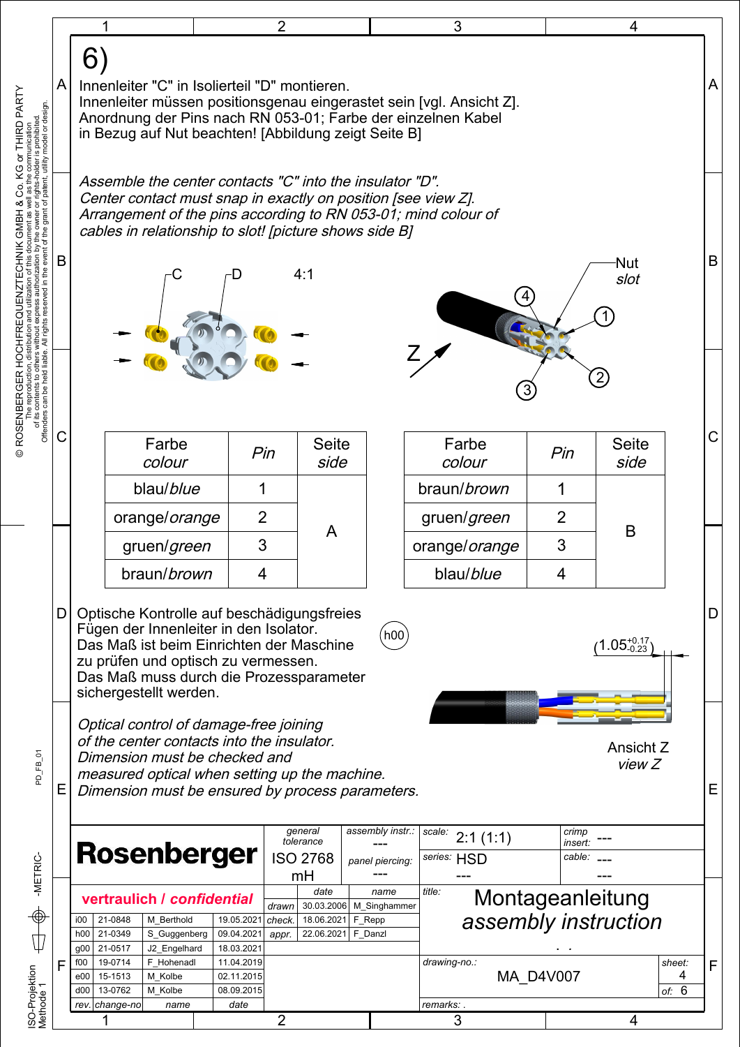# 6)

Innenleiter "C" in Isolierteil "D" montieren.
Innenleiter müssen positionsgenau eingerastet sein [vgl. Ansicht Z].
Anordnung der Pins nach RN 053-01; Farbe der einzelnen Kabel in Bezug auf Nut beachten! [Abbildung zeigt Seite B]

*Assemble the center contacts "C" into the insulator "D".*
*Center contact must snap in exactly on position [see view Z].*
*Arrangement of the pins according to RN 053-01; mind colour of cables in relationship to slot! [picture shows side B]*

C  D  4:1

Nut
*slot*

Z  1  2  3  4

| Farbe *colour* | Pin | Seite *side* |
|---|---|---|
| blau/*blue* | 1 | A |
| orange/*orange* | 2 | |
| gruen/*green* | 3 | |
| braun/*brown* | 4 | |

| Farbe *colour* | Pin | Seite *side* |
|---|---|---|
| braun/*brown* | 1 | B |
| gruen/*green* | 2 | |
| orange/*orange* | 3 | |
| blau/*blue* | 4 | |

Optische Kontrolle auf beschädigungsfreies Fügen der Innenleiter in den Isolator.
Das Maß ist beim Einrichten der Maschine zu prüfen und optisch zu vermessen.
Das Maß muss durch die Prozessparameter sichergestellt werden.

h00

$(1.05^{+0.17}_{-0.23})$

*Optical control of damage-free joining of the center contacts into the insulator.*
*Dimension must be checked and measured optical when setting up the machine.*
*Dimension must be ensured by process parameters.*

Ansicht Z
*view Z*

**Rosenberger**

vertraulich / *confidential*

| general tolerance | assembly instr.: | scale: | crimp insert: |
|---|---|---|---|
| ISO 2768 mH | --- | 2:1 (1:1) | --- |
| | panel piercing: --- | series: HSD --- | cable: --- --- |

| | date | name |
|---|---|---|
| drawn | 30.03.2006 | M_Singhammer |
| check. | 18.06.2021 | F_Repp |
| appr. | 22.06.2021 | F_Danzl |

title: Montageanleitung
*assembly instruction*

drawing-no.: MA_D4V007

sheet: 4 of: 6

remarks: .

| rev. | change-no | name | date |
|---|---|---|---|
| i00 | 21-0848 | M_Berthold | 19.05.2021 |
| h00 | 21-0349 | S_Guggenberg | 09.04.2021 |
| g00 | 21-0517 | J2_Engelhard | 18.03.2021 |
| f00 | 19-0714 | F_Hohenadl | 11.04.2019 |
| e00 | 15-1513 | M_Kolbe | 02.11.2015 |
| d00 | 13-0762 | M_Kolbe | 08.09.2015 |

© ROSENBERGER HOCHFREQUENZTECHNIK GMBH & Co. KG or THIRD PARTY
The reproduction, distribution and utilization of this document as well as the communication of its contents to others without express authorization by the owner or rights-holder is prohibited. Offenders can be held liable. All rights reserved in the event of the grant of patent, utility model or design.

PD_FB_01

-METRIC-

ISO-Projektion Methode 1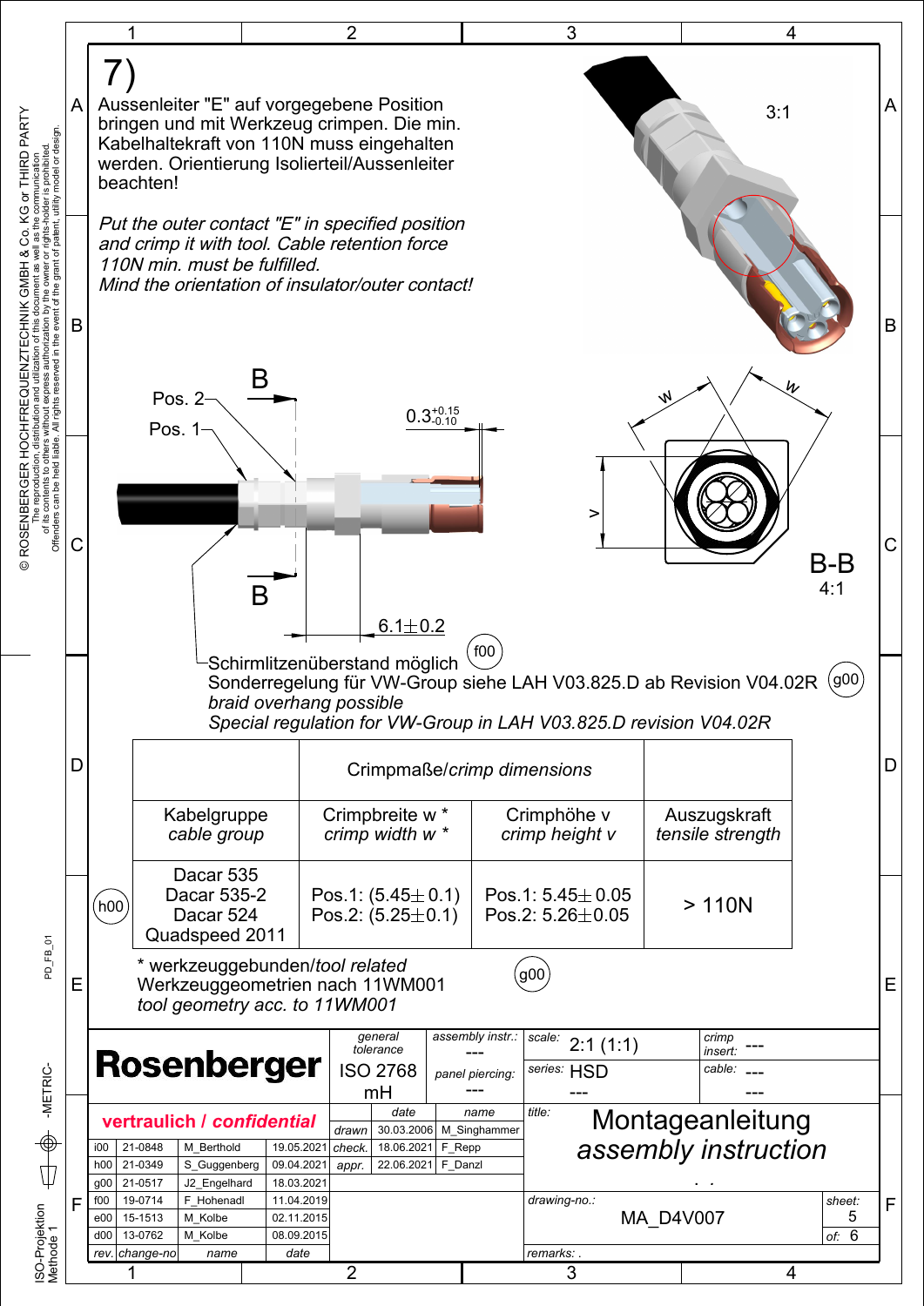# 7)

Aussenleiter "E" auf vorgegebene Position bringen und mit Werkzeug crimpen. Die min. Kabelhaltekraft von 110N muss eingehalten werden. Orientierung Isolierteil/Aussenleiter beachten!

*Put the outer contact "E" in specified position and crimp it with tool. Cable retention force 110N min. must be fulfilled.*
*Mind the orientation of insulator/outer contact!*

3:1

Pos. 2

Pos. 1

B

$0.3^{+0.15}_{-0.10}$

$6.1 \pm 0.2$

B-B
4:1

w w v

Schirmlitzenüberstand möglich (f00)
Sonderregelung für VW-Group siehe LAH V03.825.D ab Revision V04.02R (g00)
*braid overhang possible*
*Special regulation for VW-Group in LAH V03.825.D revision V04.02R*

| | Crimpmaße/*crimp dimensions* | | |
|---|---|---|---|
| Kabelgruppe *cable group* | Crimpbreite w * *crimp width w ** | Crimphöhe v *crimp height v* | Auszugskraft *tensile strength* |
| Dacar 535<br>Dacar 535-2<br>Dacar 524<br>Quadspeed 2011 (h00) | Pos.1: (5.45 ± 0.1)<br>Pos.2: (5.25 ± 0.1) | Pos.1: 5.45 ± 0.05<br>Pos.2: 5.26 ± 0.05 | > 110N |

\* werkzeuggebunden/*tool related*
Werkzeuggeometrien nach 11WM001 (g00)
*tool geometry acc. to 11WM001*

| | | | | |
|---|---|---|---|---|
| **Rosenberger** | general tolerance: ISO 2768 mH | assembly instr.: --- / panel piercing: --- | scale: 2:1 (1:1) / series: HSD --- | crimp insert: --- / cable: --- --- |

**vertraulich / *confidential***

| | date | name |
|---|---|---|
| drawn | 30.03.2006 | M_Singhammer |
| check. | 18.06.2021 | F_Repp |
| appr. | 22.06.2021 | F_Danzl |

| rev. | change-no | name | date |
|---|---|---|---|
| i00 | 21-0848 | M_Berthold | 19.05.2021 |
| h00 | 21-0349 | S_Guggenberg | 09.04.2021 |
| g00 | 21-0517 | J2_Engelhard | 18.03.2021 |
| f00 | 19-0714 | F_Hohenadl | 11.04.2019 |
| e00 | 15-1513 | M_Kolbe | 02.11.2015 |
| d00 | 13-0762 | M_Kolbe | 08.09.2015 |

title: Montageanleitung / *assembly instruction*

drawing-no.: MA_D4V007

sheet: 5 of: 6

remarks: .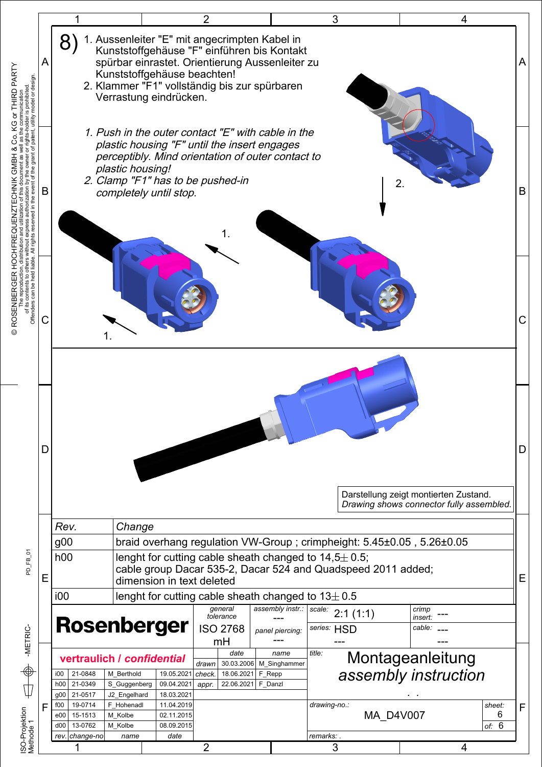8) 1. Aussenleiter "E" mit angecrimpten Kabel in Kunststoffgehäuse "F" einführen bis Kontakt spürbar einrastet. Orientierung Aussenleiter zu Kunststoffgehäuse beachten!
2. Klammer "F1" vollständig bis zur spürbaren Verrastung eindrücken.

*1. Push in the outer contact "E" with cable in the plastic housing "F" until the insert engages perceptibly. Mind orientation of outer contact to plastic housing!*
*2. Clamp "F1" has to be pushed-in completely until stop.*

2.

1.

1.

Darstellung zeigt montierten Zustand.
*Drawing shows connector fully assembled.*

| Rev. | Change |
|---|---|
| g00 | braid overhang regulation VW-Group ; crimpheight: 5.45±0.05 , 5.26±0.05 |
| h00 | lenght for cutting cable sheath changed to 14,5± 0.5; cable group Dacar 535-2, Dacar 524 and Quadspeed 2011 added; dimension in text deleted |
| i00 | lenght for cutting cable sheath changed to 13± 0.5 |

**Rosenberger**

general tolerance: ISO 2768 mH
assembly instr.: ---
panel piercing: ---
scale: 2:1 (1:1)
crimp insert: ---
series: HSD ---
cable: --- ---

**vertraulich / *confidential***

| | date | name |
|---|---|---|
| drawn | 30.03.2006 | M_Singhammer |
| check. | 18.06.2021 | F_Repp |
| appr. | 22.06.2021 | F_Danzl |

| rev. | change-no | name | date |
|---|---|---|---|
| i00 | 21-0848 | M_Berthold | 19.05.2021 |
| h00 | 21-0349 | S_Guggenberg | 09.04.2021 |
| g00 | 21-0517 | J2_Engelhard | 18.03.2021 |
| f00 | 19-0714 | F_Hohenadl | 11.04.2019 |
| e00 | 15-1513 | M_Kolbe | 02.11.2015 |
| d00 | 13-0762 | M_Kolbe | 08.09.2015 |

title: Montageanleitung *assembly instruction*

drawing-no.: MA_D4V007

sheet: 6 of: 6

remarks: .

© ROSENBERGER HOCHFREQUENZTECHNIK GMBH & Co. KG or THIRD PARTY
The reproduction, distribution and utilization of this document as well as the communication of its contents to others without express authorization by the owner or rights-holder is prohibited. Offenders can be held liable. All rights reserved in the event of the grant of patent, utility model or design.

PD_FB_01

-METRIC-

ISO-Projektion Methode 1